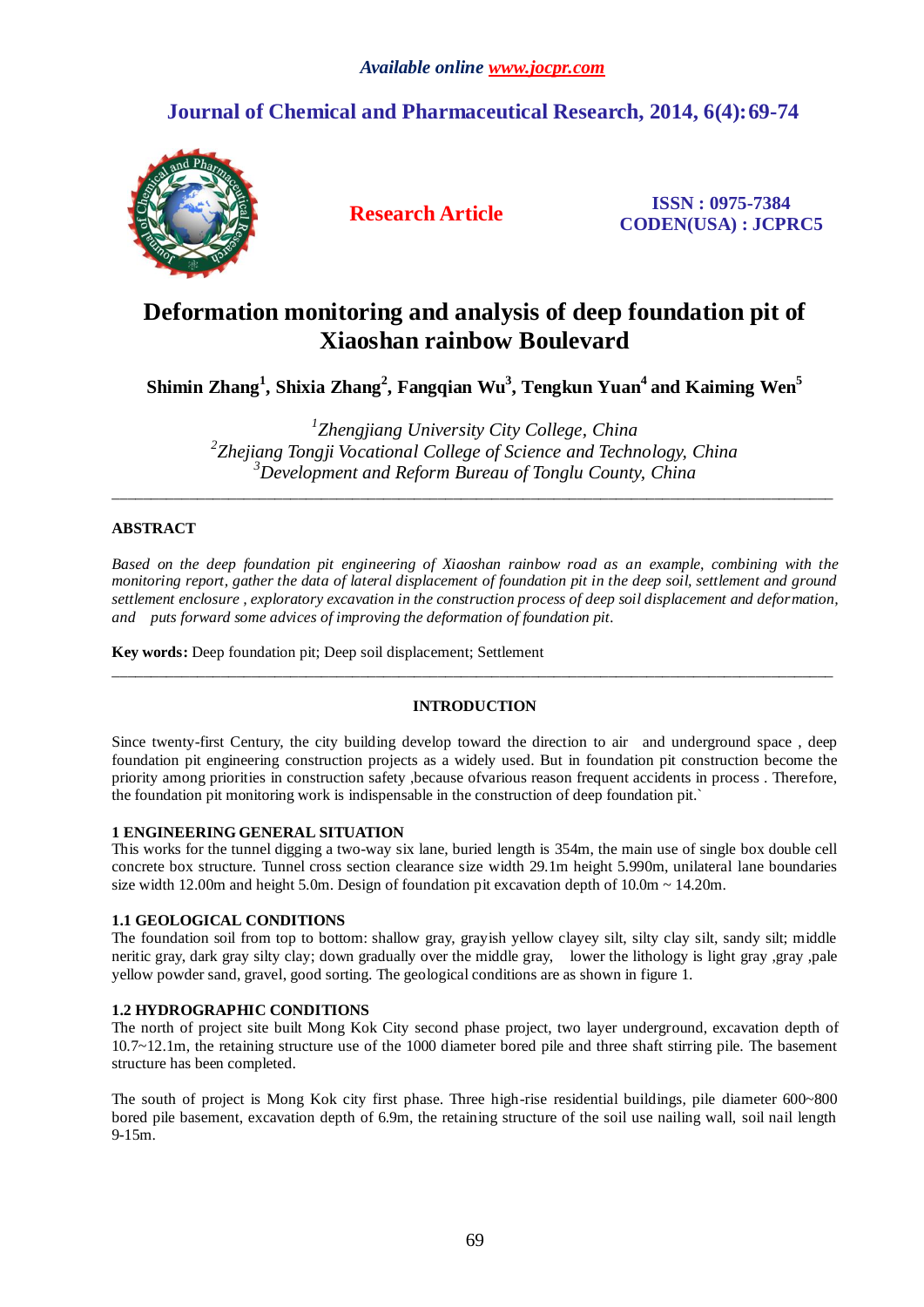*Available online www.jocpr.com*

**Journal of Chemical and Pharmaceutical Research, 2014, 6(4):69-74**

**Research Article**

**ISSN : 0975-7384**
**CODEN(USA) : JCPRC5**

# Deformation monitoring and analysis of deep foundation pit of Xiaoshan rainbow Boulevard

**Shimin Zhang[1], Shixia Zhang[2], Fangqian Wu[3], Tengkun Yuan[4] and Kaiming Wen[5]**

*[1]Zhengjiang University City College, China*
*[2]Zhejiang Tongji Vocational College of Science and Technology, China*
*[3]Development and Reform Bureau of Tonglu County, China*

---

## ABSTRACT

*Based on the deep foundation pit engineering of Xiaoshan rainbow road as an example, combining with the monitoring report, gather the data of lateral displacement of foundation pit in the deep soil, settlement and ground settlement enclosure , exploratory excavation in the construction process of deep soil displacement and deformation, and puts forward some advices of improving the deformation of foundation pit.*

**Key words:** Deep foundation pit; Deep soil displacement; Settlement

---

## INTRODUCTION

Since twenty-first Century, the city building develop toward the direction to air and underground space , deep foundation pit engineering construction projects as a widely used. But in foundation pit construction become the priority among priorities in construction safety ,because ofvarious reason frequent accidents in process . Therefore, the foundation pit monitoring work is indispensable in the construction of deep foundation pit.`

## 1 ENGINEERING GENERAL SITUATION

This works for the tunnel digging a two-way six lane, buried length is 354m, the main use of single box double cell concrete box structure. Tunnel cross section clearance size width 29.1m height 5.990m, unilateral lane boundaries size width 12.00m and height 5.0m. Design of foundation pit excavation depth of 10.0m ~ 14.20m.

### 1.1 GEOLOGICAL CONDITIONS

The foundation soil from top to bottom: shallow gray, grayish yellow clayey silt, silty clay silt, sandy silt; middle neritic gray, dark gray silty clay; down gradually over the middle gray, lower the lithology is light gray ,gray ,pale yellow powder sand, gravel, good sorting. The geological conditions are as shown in figure 1.

### 1.2 HYDROGRAPHIC CONDITIONS

The north of project site built Mong Kok City second phase project, two layer underground, excavation depth of 10.7~12.1m, the retaining structure use of the 1000 diameter bored pile and three shaft stirring pile. The basement structure has been completed.

The south of project is Mong Kok city first phase. Three high-rise residential buildings, pile diameter 600~800 bored pile basement, excavation depth of 6.9m, the retaining structure of the soil use nailing wall, soil nail length 9-15m.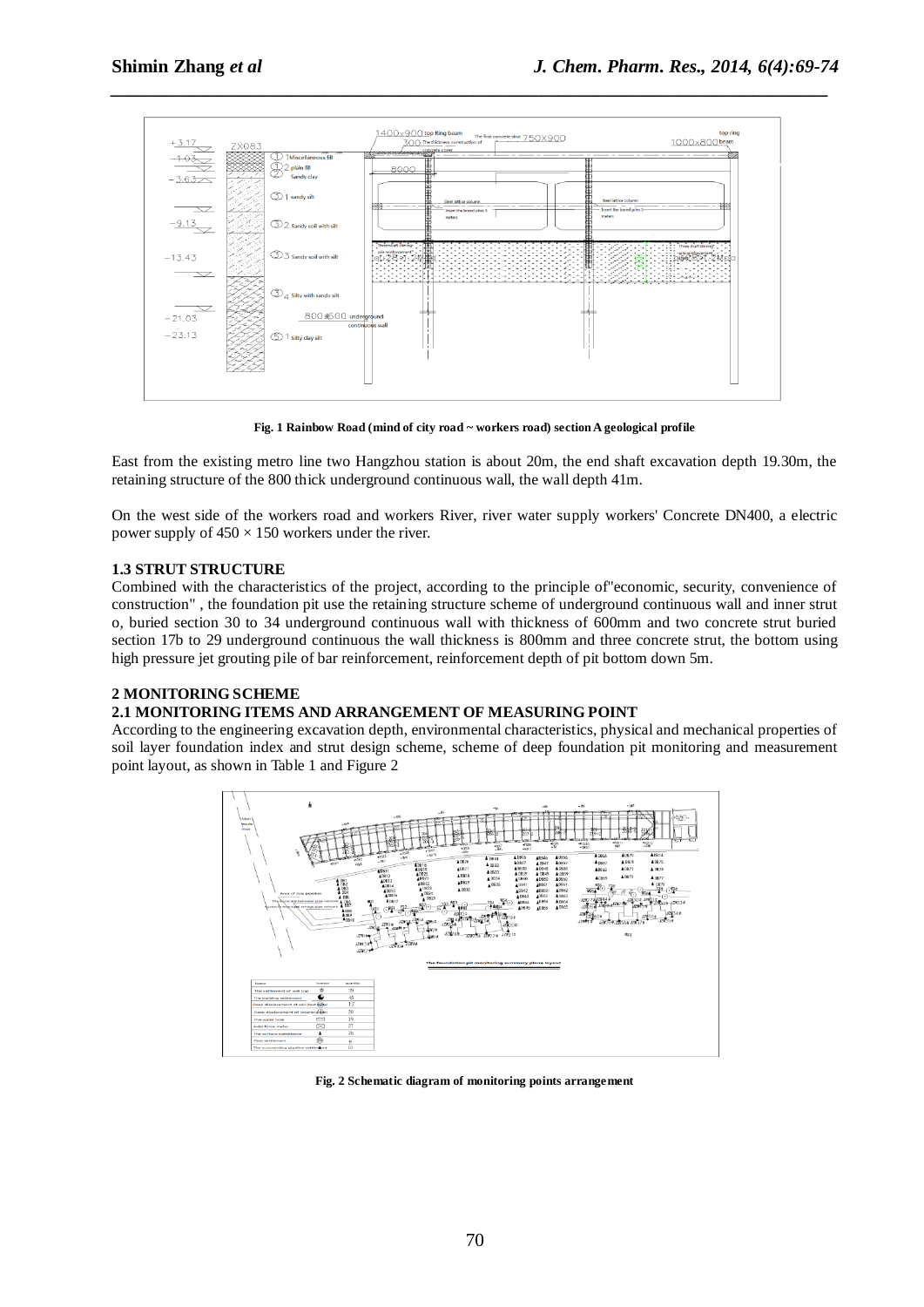Fig. 1 Rainbow Road (mind of city road ~ workers road) section A geological profile

East from the existing metro line two Hangzhou station is about 20m, the end shaft excavation depth 19.30m, the retaining structure of the 800 thick underground continuous wall, the wall depth 41m.

On the west side of the workers road and workers River, river water supply workers' Concrete DN400, a electric power supply of 450 × 150 workers under the river.

### 1.3 STRUT STRUCTURE

Combined with the characteristics of the project, according to the principle of"economic, security, convenience of construction" , the foundation pit use the retaining structure scheme of underground continuous wall and inner strut o, buried section 30 to 34 underground continuous wall with thickness of 600mm and two concrete strut buried section 17b to 29 underground continuous the wall thickness is 800mm and three concrete strut, the bottom using high pressure jet grouting pile of bar reinforcement, reinforcement depth of pit bottom down 5m.

## 2 MONITORING SCHEME

### 2.1 MONITORING ITEMS AND ARRANGEMENT OF MEASURING POINT

According to the engineering excavation depth, environmental characteristics, physical and mechanical properties of soil layer foundation index and strut design scheme, scheme of deep foundation pit monitoring and measurement point layout, as shown in Table 1 and Figure 2

Fig. 2 Schematic diagram of monitoring points arrangement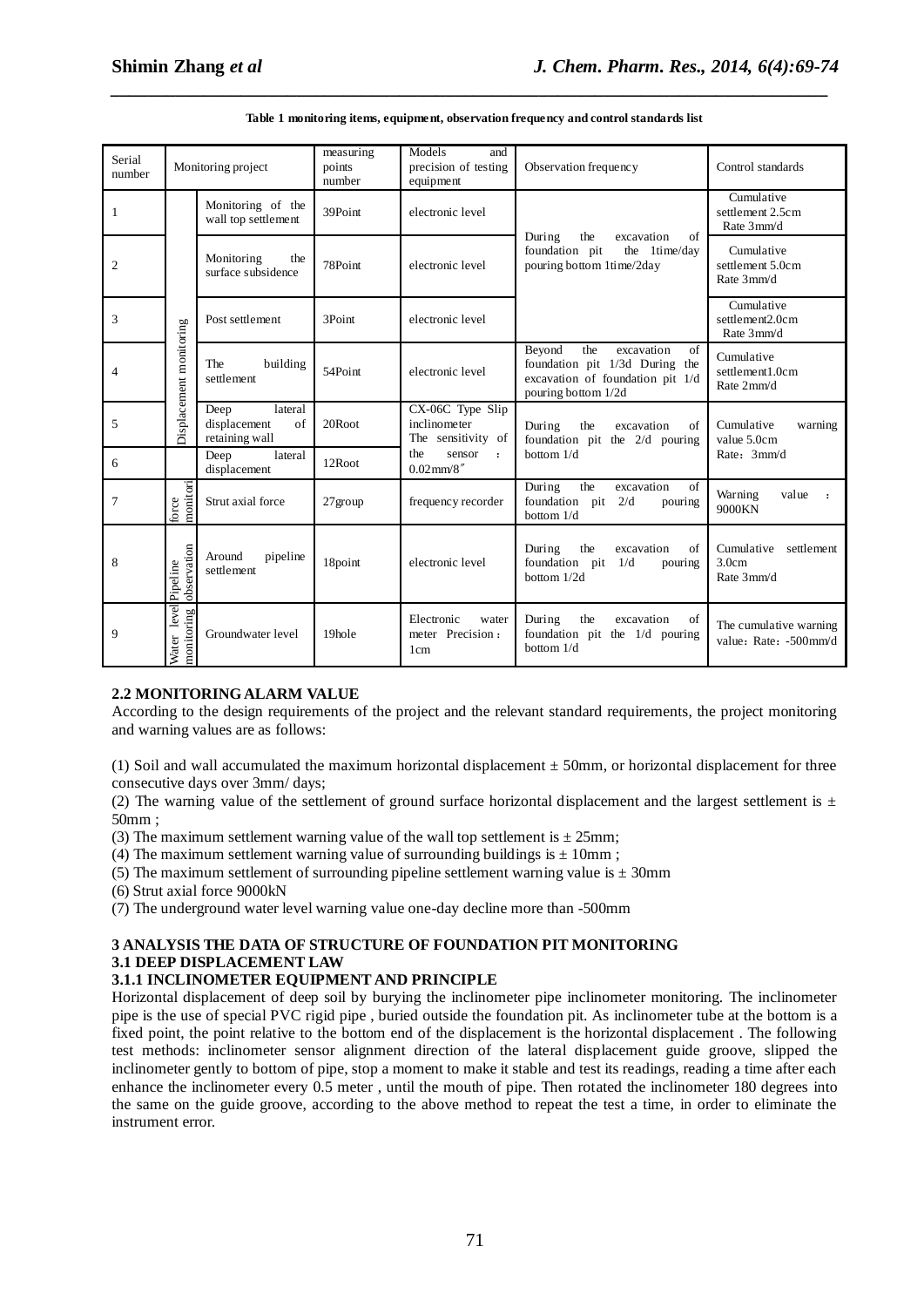**Table 1 monitoring items, equipment, observation frequency and control standards list**

| Serial number | Monitoring project | | measuring points number | Models and precision of testing equipment | Observation frequency | Control standards |
|---|---|---|---|---|---|---|
| 1 | Displacement monitoring | Monitoring of the wall top settlement | 39Point | electronic level | During the excavation of foundation pit the 1time/day pouring bottom 1time/2day | Cumulative settlement 2.5cm Rate 3mm/d |
| 2 | | Monitoring the surface subsidence | 78Point | electronic level | | Cumulative settlement 5.0cm Rate 3mm/d |
| 3 | | Post settlement | 3Point | electronic level | | Cumulative settlement2.0cm Rate 3mm/d |
| 4 | | The building settlement | 54Point | electronic level | Beyond the excavation of foundation pit 1/3d During the excavation of foundation pit 1/d pouring bottom 1/2d | Cumulative settlement1.0cm Rate 2mm/d |
| 5 | | Deep lateral displacement of retaining wall | 20Root | CX-06C Type Slip inclinometer The sensitivity of the sensor : 0.02mm/8″ | During the excavation of foundation pit the 2/d pouring bottom 1/d | Cumulative warning value 5.0cm Rate：3mm/d |
| 6 | | Deep lateral displacement | 12Root | | | |
| 7 | force monitori | Strut axial force | 27group | frequency recorder | During the excavation of foundation pit 2/d pouring bottom 1/d | Warning value : 9000KN |
| 8 | Pipeline observation | Around pipeline settlement | 18point | electronic level | During the excavation of foundation pit 1/d pouring bottom 1/2d | Cumulative settlement 3.0cm Rate 3mm/d |
| 9 | Water level monitoring | Groundwater level | 19hole | Electronic water meter Precision：1cm | During the excavation of foundation pit the 1/d pouring bottom 1/d | The cumulative warning value：Rate：-500mm/d |

### 2.2 MONITORING ALARM VALUE

According to the design requirements of the project and the relevant standard requirements, the project monitoring and warning values are as follows:

(1) Soil and wall accumulated the maximum horizontal displacement ± 50mm, or horizontal displacement for three consecutive days over 3mm/ days;

(2) The warning value of the settlement of ground surface horizontal displacement and the largest settlement is ± 50mm ;

(3) The maximum settlement warning value of the wall top settlement is ± 25mm;

(4) The maximum settlement warning value of surrounding buildings is ± 10mm ;

(5) The maximum settlement of surrounding pipeline settlement warning value is ± 30mm

(6) Strut axial force 9000kN

(7) The underground water level warning value one-day decline more than -500mm

## 3 ANALYSIS THE DATA OF STRUCTURE OF FOUNDATION PIT MONITORING

### 3.1 DEEP DISPLACEMENT LAW

#### 3.1.1 INCLINOMETER EQUIPMENT AND PRINCIPLE

Horizontal displacement of deep soil by burying the inclinometer pipe inclinometer monitoring. The inclinometer pipe is the use of special PVC rigid pipe , buried outside the foundation pit. As inclinometer tube at the bottom is a fixed point, the point relative to the bottom end of the displacement is the horizontal displacement . The following test methods: inclinometer sensor alignment direction of the lateral displacement guide groove, slipped the inclinometer gently to bottom of pipe, stop a moment to make it stable and test its readings, reading a time after each enhance the inclinometer every 0.5 meter , until the mouth of pipe. Then rotated the inclinometer 180 degrees into the same on the guide groove, according to the above method to repeat the test a time, in order to eliminate the instrument error.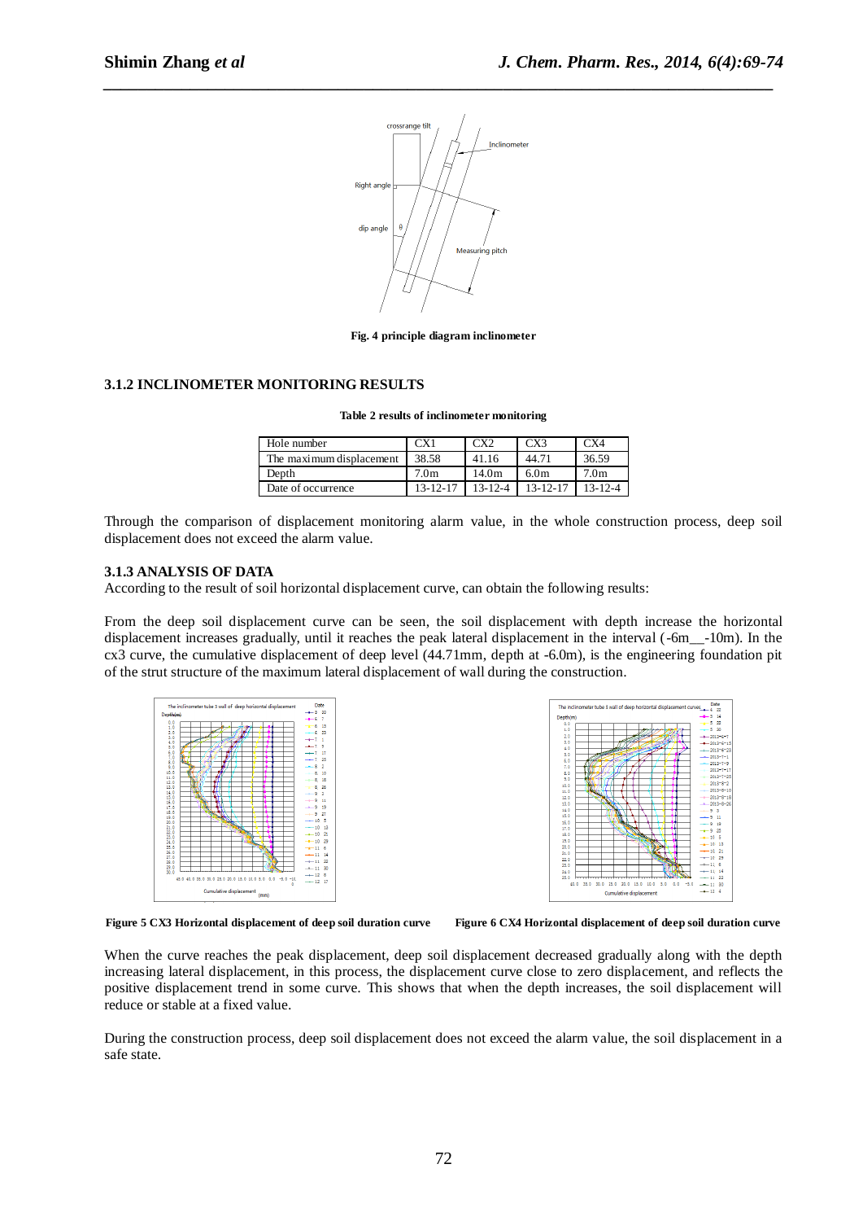Fig. 4 principle diagram inclinometer

### 3.1.2 INCLINOMETER MONITORING RESULTS

**Table 2 results of inclinometer monitoring**

| Hole number | CX1 | CX2 | CX3 | CX4 |
|---|---|---|---|---|
| The maximum displacement | 38.58 | 41.16 | 44.71 | 36.59 |
| Depth | 7.0m | 14.0m | 6.0m | 7.0m |
| Date of occurrence | 13-12-17 | 13-12-4 | 13-12-17 | 13-12-4 |

Through the comparison of displacement monitoring alarm value, in the whole construction process, deep soil displacement does not exceed the alarm value.

### 3.1.3 ANALYSIS OF DATA

According to the result of soil horizontal displacement curve, can obtain the following results:

From the deep soil displacement curve can be seen, the soil displacement with depth increase the horizontal displacement increases gradually, until it reaches the peak lateral displacement in the interval (-6m__-10m). In the cx3 curve, the cumulative displacement of deep level (44.71mm, depth at -6.0m), is the engineering foundation pit of the strut structure of the maximum lateral displacement of wall during the construction.

**Figure 5 CX3 Horizontal displacement of deep soil duration curve** **Figure 6 CX4 Horizontal displacement of deep soil duration curve**

When the curve reaches the peak displacement, deep soil displacement decreased gradually along with the depth increasing lateral displacement, in this process, the displacement curve close to zero displacement, and reflects the positive displacement trend in some curve. This shows that when the depth increases, the soil displacement will reduce or stable at a fixed value.

During the construction process, deep soil displacement does not exceed the alarm value, the soil displacement in a safe state.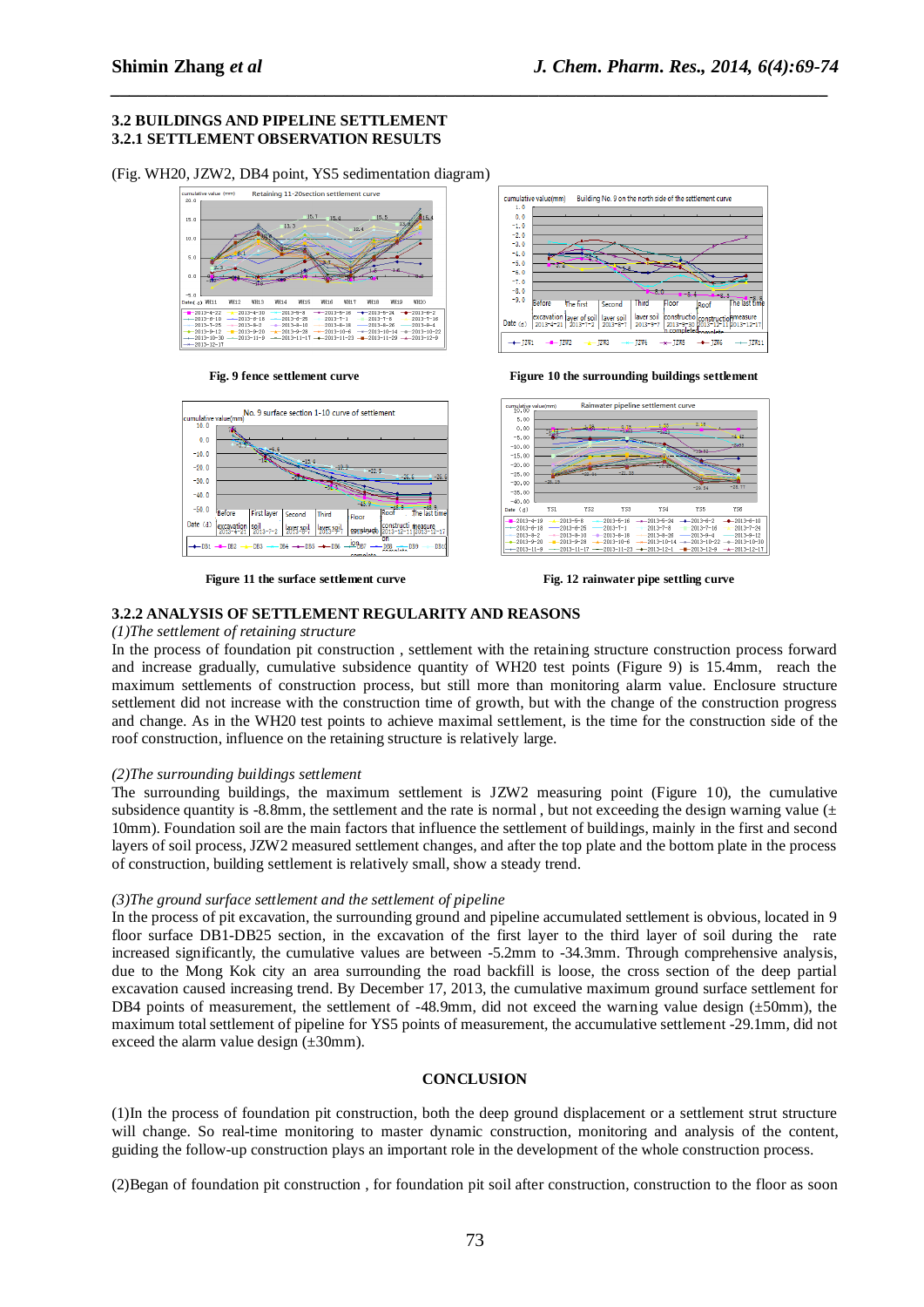### 3.2 BUILDINGS AND PIPELINE SETTLEMENT

### 3.2.1 SETTLEMENT OBSERVATION RESULTS

(Fig. WH20, JZW2, DB4 point, YS5 sedimentation diagram)

**Fig. 9 fence settlement curve**

**Figure 10 the surrounding buildings settlement**

**Figure 11 the surface settlement curve**

**Fig. 12 rainwater pipe settling curve**

### 3.2.2 ANALYSIS OF SETTLEMENT REGULARITY AND REASONS

*(1)The settlement of retaining structure*

In the process of foundation pit construction , settlement with the retaining structure construction process forward and increase gradually, cumulative subsidence quantity of WH20 test points (Figure 9) is 15.4mm, reach the maximum settlements of construction process, but still more than monitoring alarm value. Enclosure structure settlement did not increase with the construction time of growth, but with the change of the construction progress and change. As in the WH20 test points to achieve maximal settlement, is the time for the construction side of the roof construction, influence on the retaining structure is relatively large.

*(2)The surrounding buildings settlement*

The surrounding buildings, the maximum settlement is JZW2 measuring point (Figure 10), the cumulative subsidence quantity is -8.8mm, the settlement and the rate is normal , but not exceeding the design warning value (± 10mm). Foundation soil are the main factors that influence the settlement of buildings, mainly in the first and second layers of soil process, JZW2 measured settlement changes, and after the top plate and the bottom plate in the process of construction, building settlement is relatively small, show a steady trend.

*(3)The ground surface settlement and the settlement of pipeline*

In the process of pit excavation, the surrounding ground and pipeline accumulated settlement is obvious, located in 9 floor surface DB1-DB25 section, in the excavation of the first layer to the third layer of soil during the rate increased significantly, the cumulative values are between -5.2mm to -34.3mm. Through comprehensive analysis, due to the Mong Kok city an area surrounding the road backfill is loose, the cross section of the deep partial excavation caused increasing trend. By December 17, 2013, the cumulative maximum ground surface settlement for DB4 points of measurement, the settlement of -48.9mm, did not exceed the warning value design (±50mm), the maximum total settlement of pipeline for YS5 points of measurement, the accumulative settlement -29.1mm, did not exceed the alarm value design (±30mm).

## CONCLUSION

(1)In the process of foundation pit construction, both the deep ground displacement or a settlement strut structure will change. So real-time monitoring to master dynamic construction, monitoring and analysis of the content, guiding the follow-up construction plays an important role in the development of the whole construction process.

(2)Began of foundation pit construction , for foundation pit soil after construction, construction to the floor as soon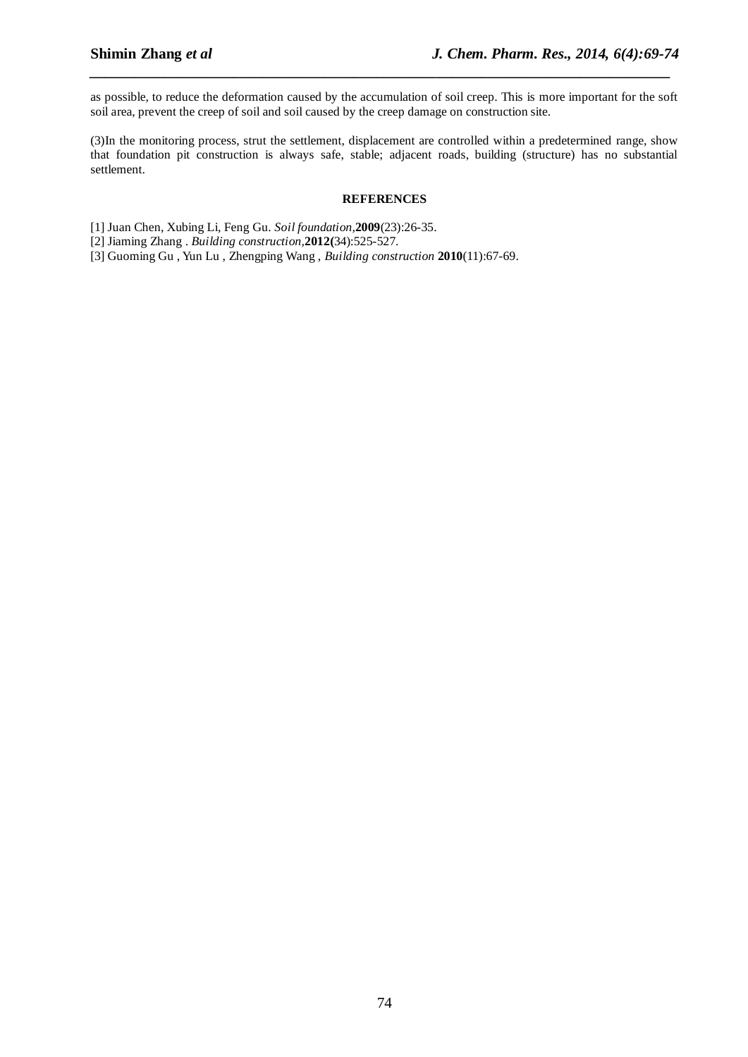as possible, to reduce the deformation caused by the accumulation of soil creep. This is more important for the soft soil area, prevent the creep of soil and soil caused by the creep damage on construction site.

(3)In the monitoring process, strut the settlement, displacement are controlled within a predetermined range, show that foundation pit construction is always safe, stable; adjacent roads, building (structure) has no substantial settlement.

## REFERENCES

[1] Juan Chen, Xubing Li, Feng Gu. *Soil foundation,* **2009**(23):26-35.

[2] Jiaming Zhang . *Building construction,* **2012(**34):525-527.

[3] Guoming Gu , Yun Lu , Zhengping Wang , *Building construction* **2010**(11):67-69.